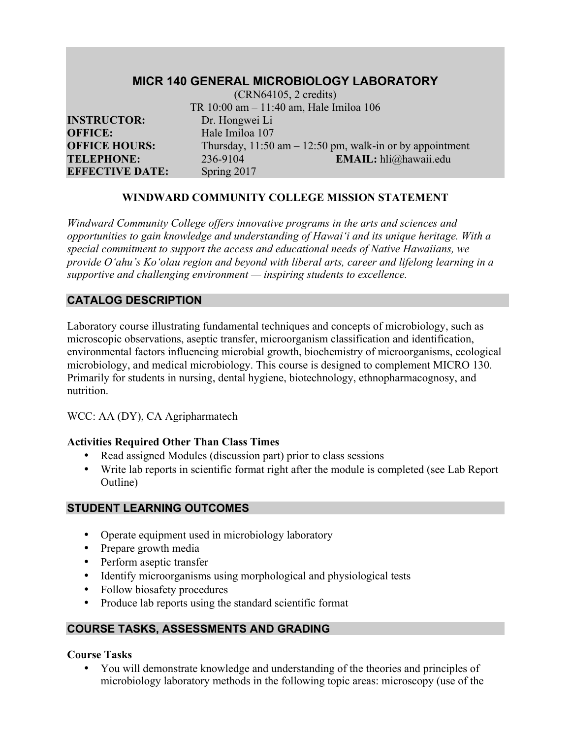# MICR 140 GENERAL MICROBIOLOGY LABORATORY

(CRN64105, 2 credits)

TR 10:00 am – 11:40 am, Hale Imiloa 106

**INSTRUCTOR:** Dr. Hongwei Li
**OFFICE:** Hale Imiloa 107
**OFFICE HOURS:** Thursday, 11:50 am – 12:50 pm, walk-in or by appointment
**TELEPHONE:** 236-9104 **EMAIL:** hli@hawaii.edu
**EFFECTIVE DATE:** Spring 2017

### WINDWARD COMMUNITY COLLEGE MISSION STATEMENT

*Windward Community College offers innovative programs in the arts and sciences and opportunities to gain knowledge and understanding of Hawaiʻi and its unique heritage. With a special commitment to support the access and educational needs of Native Hawaiians, we provide Oʻahu's Koʻolau region and beyond with liberal arts, career and lifelong learning in a supportive and challenging environment — inspiring students to excellence.*

## CATALOG DESCRIPTION

Laboratory course illustrating fundamental techniques and concepts of microbiology, such as microscopic observations, aseptic transfer, microorganism classification and identification, environmental factors influencing microbial growth, biochemistry of microorganisms, ecological microbiology, and medical microbiology. This course is designed to complement MICRO 130. Primarily for students in nursing, dental hygiene, biotechnology, ethnopharmacognosy, and nutrition.

WCC: AA (DY), CA Agripharmatech

### Activities Required Other Than Class Times

- Read assigned Modules (discussion part) prior to class sessions
- Write lab reports in scientific format right after the module is completed (see Lab Report Outline)

## STUDENT LEARNING OUTCOMES

- Operate equipment used in microbiology laboratory
- Prepare growth media
- Perform aseptic transfer
- Identify microorganisms using morphological and physiological tests
- Follow biosafety procedures
- Produce lab reports using the standard scientific format

## COURSE TASKS, ASSESSMENTS AND GRADING

### Course Tasks

- You will demonstrate knowledge and understanding of the theories and principles of microbiology laboratory methods in the following topic areas: microscopy (use of the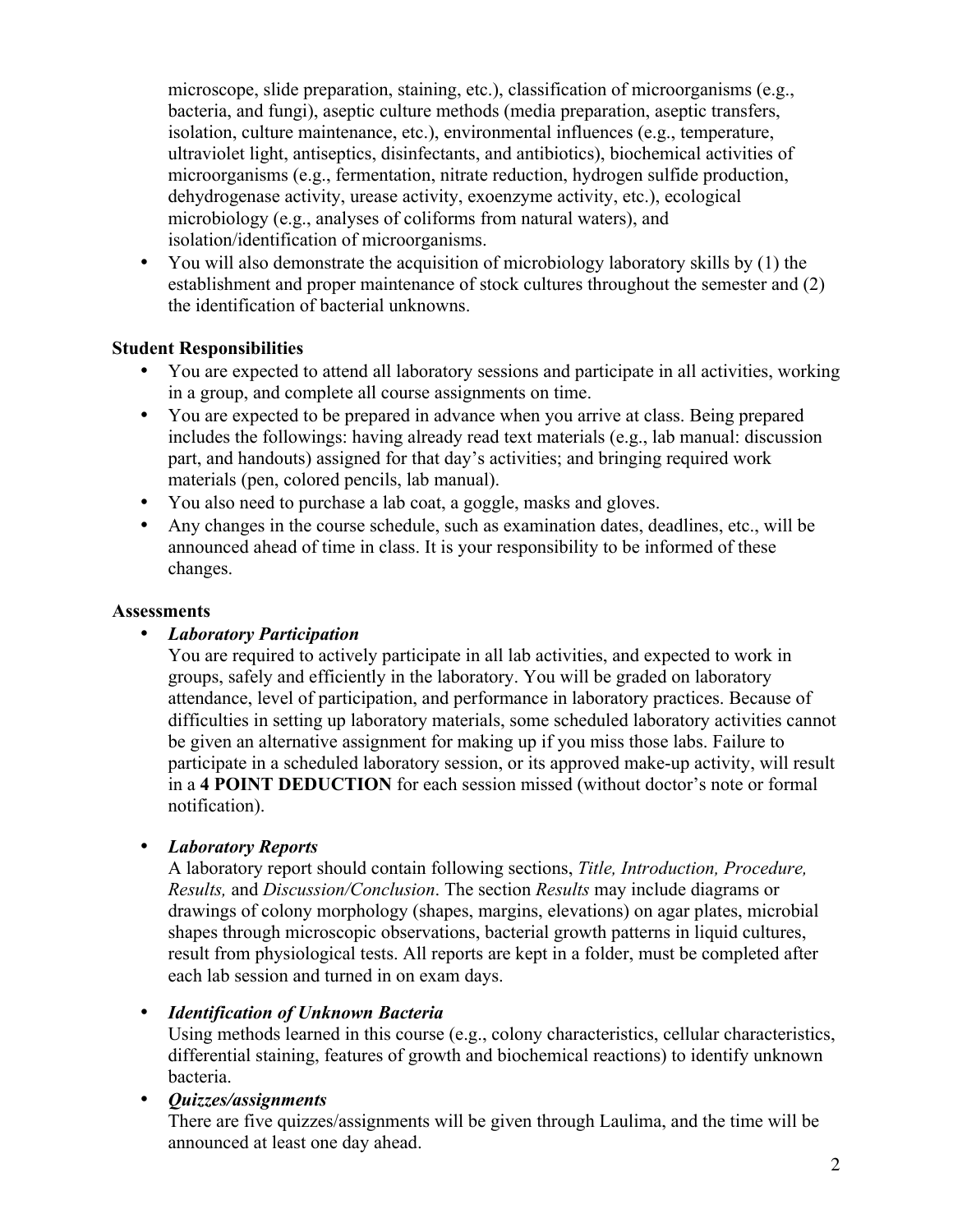microscope, slide preparation, staining, etc.), classification of microorganisms (e.g., bacteria, and fungi), aseptic culture methods (media preparation, aseptic transfers, isolation, culture maintenance, etc.), environmental influences (e.g., temperature, ultraviolet light, antiseptics, disinfectants, and antibiotics), biochemical activities of microorganisms (e.g., fermentation, nitrate reduction, hydrogen sulfide production, dehydrogenase activity, urease activity, exoenzyme activity, etc.), ecological microbiology (e.g., analyses of coliforms from natural waters), and isolation/identification of microorganisms.

- You will also demonstrate the acquisition of microbiology laboratory skills by (1) the establishment and proper maintenance of stock cultures throughout the semester and (2) the identification of bacterial unknowns.

**Student Responsibilities**

- You are expected to attend all laboratory sessions and participate in all activities, working in a group, and complete all course assignments on time.
- You are expected to be prepared in advance when you arrive at class. Being prepared includes the followings: having already read text materials (e.g., lab manual: discussion part, and handouts) assigned for that day's activities; and bringing required work materials (pen, colored pencils, lab manual).
- You also need to purchase a lab coat, a goggle, masks and gloves.
- Any changes in the course schedule, such as examination dates, deadlines, etc., will be announced ahead of time in class. It is your responsibility to be informed of these changes.

**Assessments**

- ***Laboratory Participation***
  You are required to actively participate in all lab activities, and expected to work in groups, safely and efficiently in the laboratory. You will be graded on laboratory attendance, level of participation, and performance in laboratory practices. Because of difficulties in setting up laboratory materials, some scheduled laboratory activities cannot be given an alternative assignment for making up if you miss those labs. Failure to participate in a scheduled laboratory session, or its approved make-up activity, will result in a **4 POINT DEDUCTION** for each session missed (without doctor's note or formal notification).

- ***Laboratory Reports***
  A laboratory report should contain following sections, *Title, Introduction, Procedure, Results,* and *Discussion/Conclusion*. The section *Results* may include diagrams or drawings of colony morphology (shapes, margins, elevations) on agar plates, microbial shapes through microscopic observations, bacterial growth patterns in liquid cultures, result from physiological tests. All reports are kept in a folder, must be completed after each lab session and turned in on exam days.

- ***Identification of Unknown Bacteria***
  Using methods learned in this course (e.g., colony characteristics, cellular characteristics, differential staining, features of growth and biochemical reactions) to identify unknown bacteria.

- ***Quizzes/assignments***
  There are five quizzes/assignments will be given through Laulima, and the time will be announced at least one day ahead.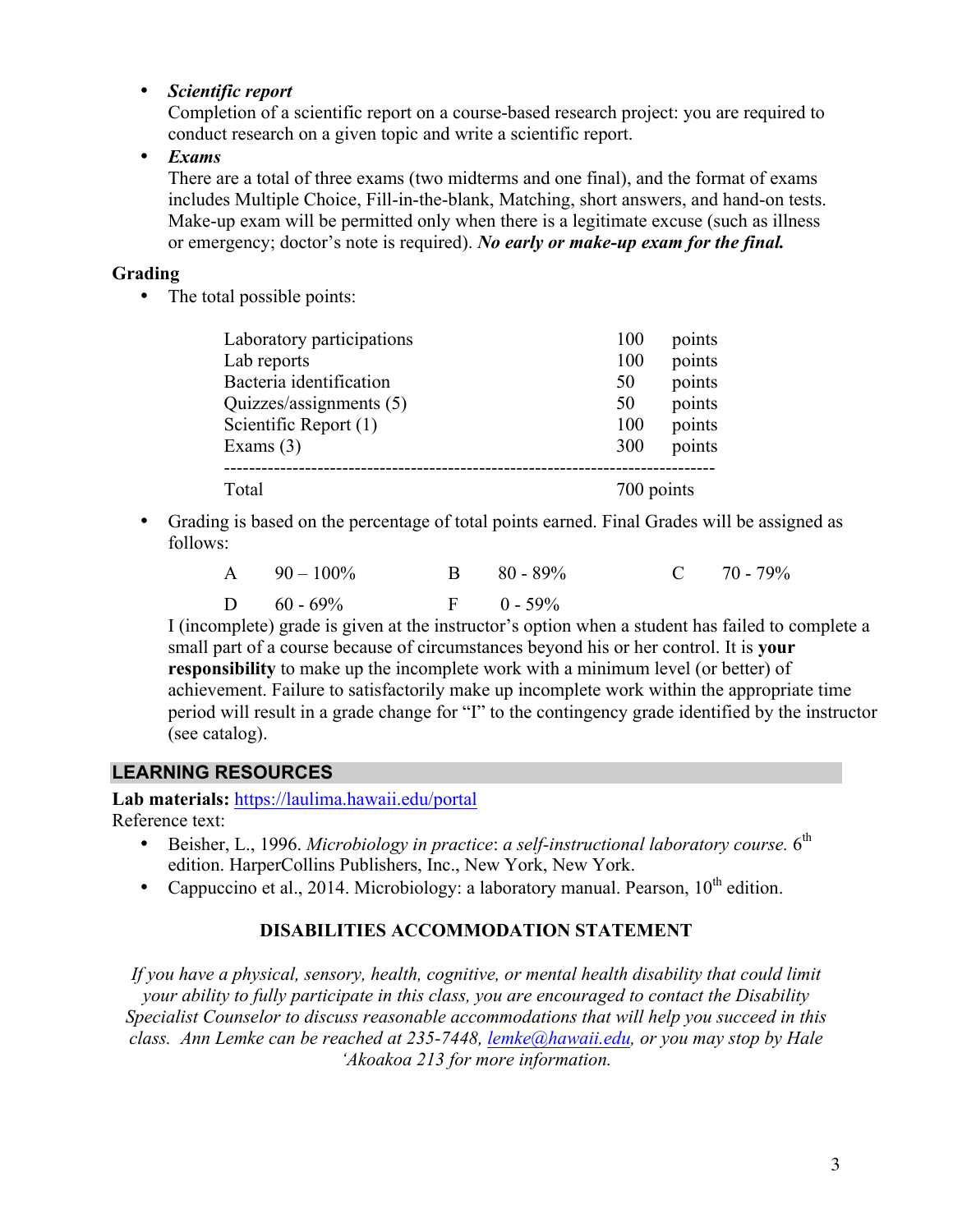- ***Scientific report***
  Completion of a scientific report on a course-based research project: you are required to conduct research on a given topic and write a scientific report.
- ***Exams***
  There are a total of three exams (two midterms and one final), and the format of exams includes Multiple Choice, Fill-in-the-blank, Matching, short answers, and hand-on tests. Make-up exam will be permitted only when there is a legitimate excuse (such as illness or emergency; doctor's note is required). ***No early or make-up exam for the final.***

**Grading**

- The total possible points:

| | | |
|---|---|---|
| Laboratory participations | 100 | points |
| Lab reports | 100 | points |
| Bacteria identification | 50 | points |
| Quizzes/assignments (5) | 50 | points |
| Scientific Report (1) | 100 | points |
| Exams (3) | 300 | points |
| Total | 700 points | |

- Grading is based on the percentage of total points earned. Final Grades will be assigned as follows:

| | | | | | |
|---|---|---|---|---|---|
| A | 90 – 100% | B | 80 - 89% | C | 70 - 79% |
| D | 60 - 69% | F | 0 - 59% | | |

I (incomplete) grade is given at the instructor's option when a student has failed to complete a small part of a course because of circumstances beyond his or her control. It is **your responsibility** to make up the incomplete work with a minimum level (or better) of achievement. Failure to satisfactorily make up incomplete work within the appropriate time period will result in a grade change for "I" to the contingency grade identified by the instructor (see catalog).

## LEARNING RESOURCES

**Lab materials:** https://laulima.hawaii.edu/portal

Reference text:

- Beisher, L., 1996. *Microbiology in practice*: *a self-instructional laboratory course.* 6th edition. HarperCollins Publishers, Inc., New York, New York.
- Cappuccino et al., 2014. Microbiology: a laboratory manual. Pearson, 10th edition.

### DISABILITIES ACCOMMODATION STATEMENT

*If you have a physical, sensory, health, cognitive, or mental health disability that could limit your ability to fully participate in this class, you are encouraged to contact the Disability Specialist Counselor to discuss reasonable accommodations that will help you succeed in this class. Ann Lemke can be reached at 235-7448, lemke@hawaii.edu, or you may stop by Hale 'Akoakoa 213 for more information.*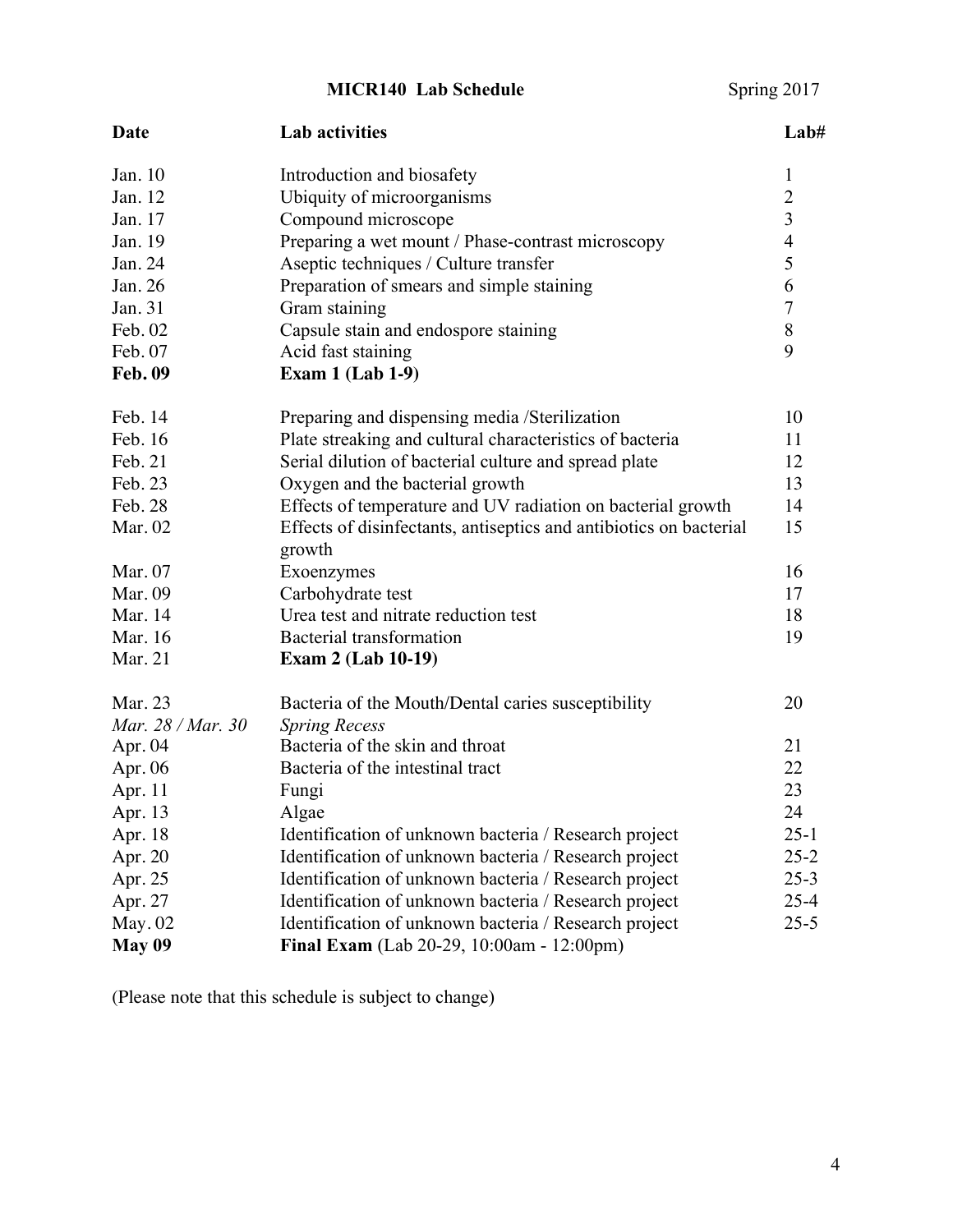**MICR140 Lab Schedule** Spring 2017

| Date | Lab activities | Lab# |
|---|---|---|
| Jan. 10 | Introduction and biosafety | 1 |
| Jan. 12 | Ubiquity of microorganisms | 2 |
| Jan. 17 | Compound microscope | 3 |
| Jan. 19 | Preparing a wet mount / Phase-contrast microscopy | 4 |
| Jan. 24 | Aseptic techniques / Culture transfer | 5 |
| Jan. 26 | Preparation of smears and simple staining | 6 |
| Jan. 31 | Gram staining | 7 |
| Feb. 02 | Capsule stain and endospore staining | 8 |
| Feb. 07 | Acid fast staining | 9 |
| **Feb. 09** | **Exam 1 (Lab 1-9)** | |
| Feb. 14 | Preparing and dispensing media /Sterilization | 10 |
| Feb. 16 | Plate streaking and cultural characteristics of bacteria | 11 |
| Feb. 21 | Serial dilution of bacterial culture and spread plate | 12 |
| Feb. 23 | Oxygen and the bacterial growth | 13 |
| Feb. 28 | Effects of temperature and UV radiation on bacterial growth | 14 |
| Mar. 02 | Effects of disinfectants, antiseptics and antibiotics on bacterial growth | 15 |
| Mar. 07 | Exoenzymes | 16 |
| Mar. 09 | Carbohydrate test | 17 |
| Mar. 14 | Urea test and nitrate reduction test | 18 |
| Mar. 16 | Bacterial transformation | 19 |
| Mar. 21 | **Exam 2 (Lab 10-19)** | |
| Mar. 23 | Bacteria of the Mouth/Dental caries susceptibility | 20 |
| *Mar. 28 / Mar. 30* | *Spring Recess* | |
| Apr. 04 | Bacteria of the skin and throat | 21 |
| Apr. 06 | Bacteria of the intestinal tract | 22 |
| Apr. 11 | Fungi | 23 |
| Apr. 13 | Algae | 24 |
| Apr. 18 | Identification of unknown bacteria / Research project | 25-1 |
| Apr. 20 | Identification of unknown bacteria / Research project | 25-2 |
| Apr. 25 | Identification of unknown bacteria / Research project | 25-3 |
| Apr. 27 | Identification of unknown bacteria / Research project | 25-4 |
| May. 02 | Identification of unknown bacteria / Research project | 25-5 |
| **May 09** | **Final Exam** (Lab 20-29, 10:00am - 12:00pm) | |

(Please note that this schedule is subject to change)